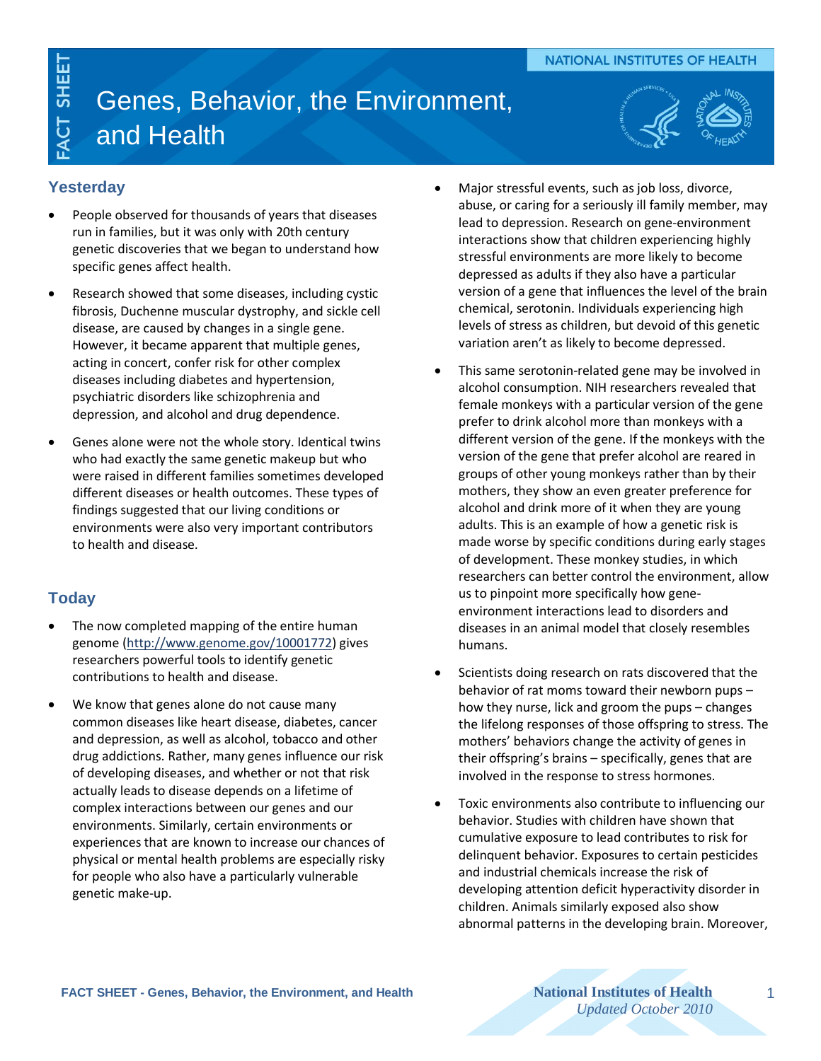FACT SHEET

NATIONAL INSTITUTES OF HEALTH

# Genes, Behavior, the Environment, and Health

## Yesterday

- People observed for thousands of years that diseases run in families, but it was only with 20th century genetic discoveries that we began to understand how specific genes affect health.
- Research showed that some diseases, including cystic fibrosis, Duchenne muscular dystrophy, and sickle cell disease, are caused by changes in a single gene. However, it became apparent that multiple genes, acting in concert, confer risk for other complex diseases including diabetes and hypertension, psychiatric disorders like schizophrenia and depression, and alcohol and drug dependence.
- Genes alone were not the whole story. Identical twins who had exactly the same genetic makeup but who were raised in different families sometimes developed different diseases or health outcomes. These types of findings suggested that our living conditions or environments were also very important contributors to health and disease.

## Today

- The now completed mapping of the entire human genome (http://www.genome.gov/10001772) gives researchers powerful tools to identify genetic contributions to health and disease.
- We know that genes alone do not cause many common diseases like heart disease, diabetes, cancer and depression, as well as alcohol, tobacco and other drug addictions. Rather, many genes influence our risk of developing diseases, and whether or not that risk actually leads to disease depends on a lifetime of complex interactions between our genes and our environments. Similarly, certain environments or experiences that are known to increase our chances of physical or mental health problems are especially risky for people who also have a particularly vulnerable genetic make-up.
- Major stressful events, such as job loss, divorce, abuse, or caring for a seriously ill family member, may lead to depression. Research on gene-environment interactions show that children experiencing highly stressful environments are more likely to become depressed as adults if they also have a particular version of a gene that influences the level of the brain chemical, serotonin. Individuals experiencing high levels of stress as children, but devoid of this genetic variation aren't as likely to become depressed.
- This same serotonin-related gene may be involved in alcohol consumption. NIH researchers revealed that female monkeys with a particular version of the gene prefer to drink alcohol more than monkeys with a different version of the gene. If the monkeys with the version of the gene that prefer alcohol are reared in groups of other young monkeys rather than by their mothers, they show an even greater preference for alcohol and drink more of it when they are young adults. This is an example of how a genetic risk is made worse by specific conditions during early stages of development. These monkey studies, in which researchers can better control the environment, allow us to pinpoint more specifically how gene-environment interactions lead to disorders and diseases in an animal model that closely resembles humans.
- Scientists doing research on rats discovered that the behavior of rat moms toward their newborn pups – how they nurse, lick and groom the pups – changes the lifelong responses of those offspring to stress. The mothers' behaviors change the activity of genes in their offspring's brains – specifically, genes that are involved in the response to stress hormones.
- Toxic environments also contribute to influencing our behavior. Studies with children have shown that cumulative exposure to lead contributes to risk for delinquent behavior. Exposures to certain pesticides and industrial chemicals increase the risk of developing attention deficit hyperactivity disorder in children. Animals similarly exposed also show abnormal patterns in the developing brain. Moreover,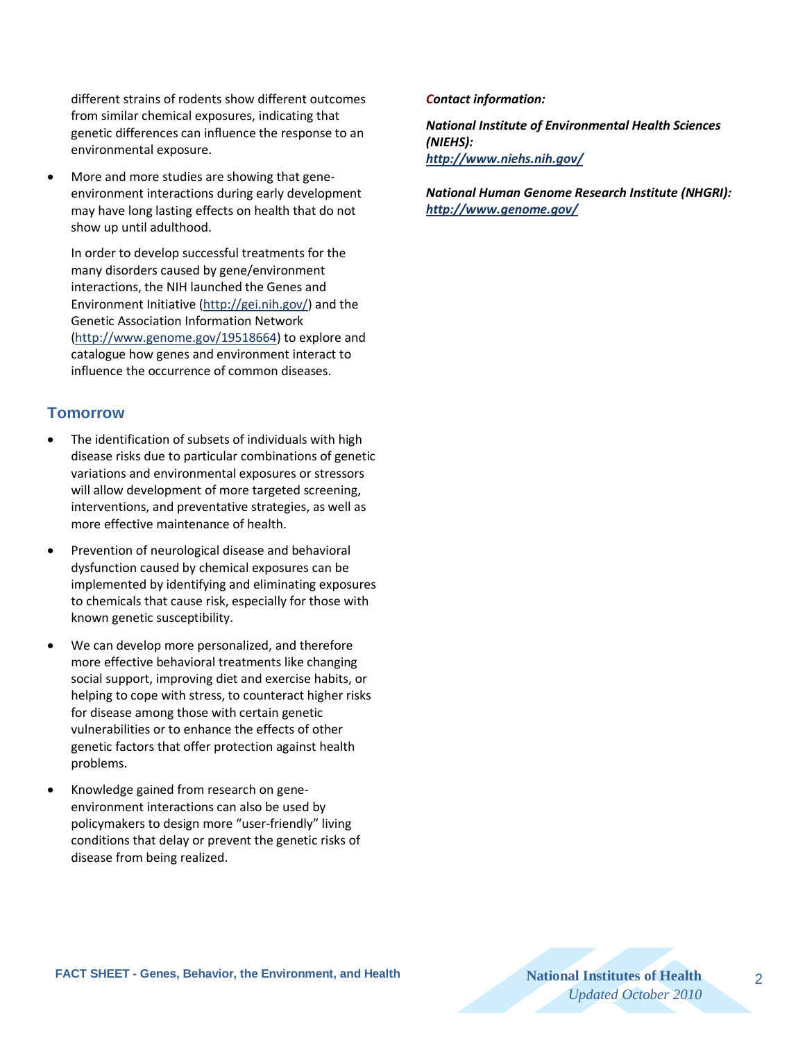different strains of rodents show different outcomes from similar chemical exposures, indicating that genetic differences can influence the response to an environmental exposure.

- More and more studies are showing that gene-environment interactions during early development may have long lasting effects on health that do not show up until adulthood.

  In order to develop successful treatments for the many disorders caused by gene/environment interactions, the NIH launched the Genes and Environment Initiative (http://gei.nih.gov/) and the Genetic Association Information Network (http://www.genome.gov/19518664) to explore and catalogue how genes and environment interact to influence the occurrence of common diseases.

## Tomorrow

- The identification of subsets of individuals with high disease risks due to particular combinations of genetic variations and environmental exposures or stressors will allow development of more targeted screening, interventions, and preventative strategies, as well as more effective maintenance of health.
- Prevention of neurological disease and behavioral dysfunction caused by chemical exposures can be implemented by identifying and eliminating exposures to chemicals that cause risk, especially for those with known genetic susceptibility.
- We can develop more personalized, and therefore more effective behavioral treatments like changing social support, improving diet and exercise habits, or helping to cope with stress, to counteract higher risks for disease among those with certain genetic vulnerabilities or to enhance the effects of other genetic factors that offer protection against health problems.
- Knowledge gained from research on gene-environment interactions can also be used by policymakers to design more "user-friendly" living conditions that delay or prevent the genetic risks of disease from being realized.

***Contact information:***

***National Institute of Environmental Health Sciences (NIEHS):***
***http://www.niehs.nih.gov/***

***National Human Genome Research Institute (NHGRI):***
***http://www.genome.gov/***